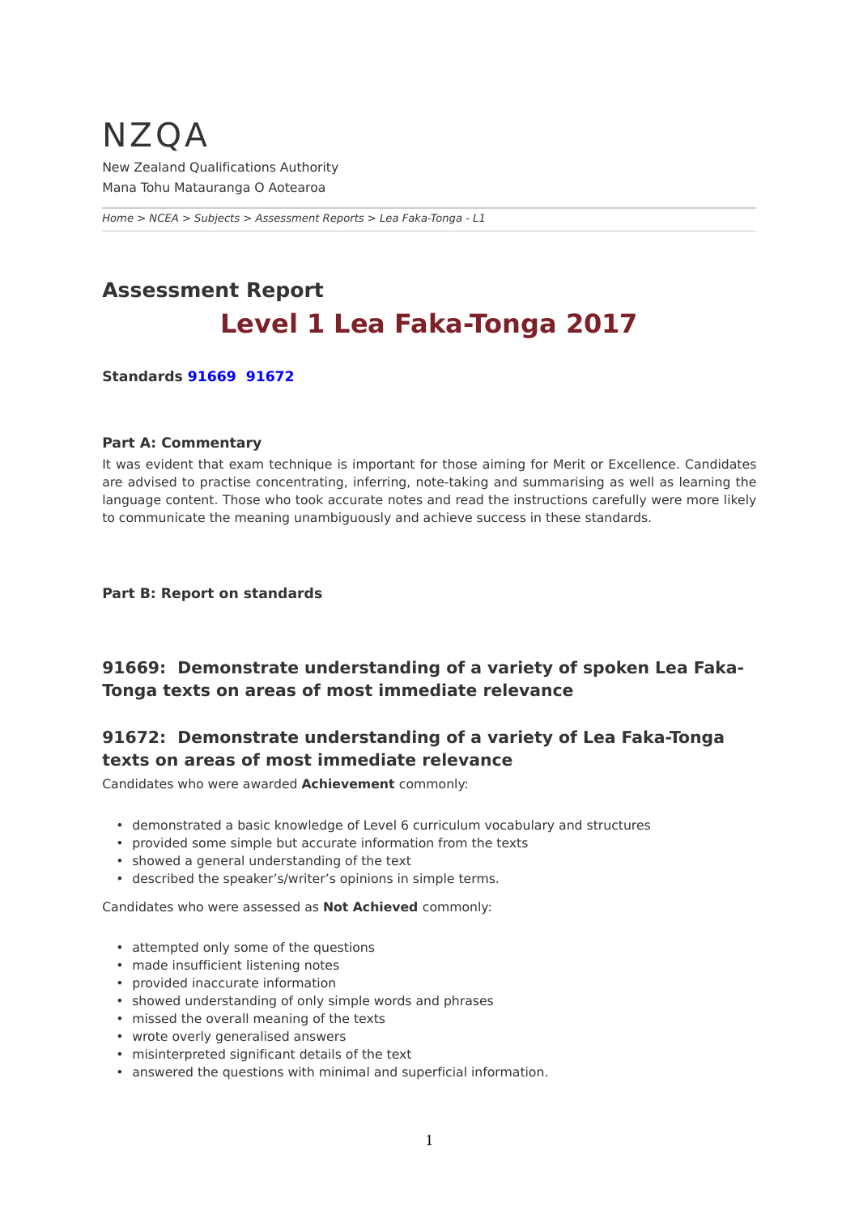# NZQA

New Zealand Qualifications Authority

Mana Tohu Matauranga O Aotearoa

*Home > NCEA > Subjects > Assessment Reports > Lea Faka-Tonga - L1*

## Assessment Report

# Level 1 Lea Faka-Tonga 2017

**Standards 91669 91672**

**Part A: Commentary**

It was evident that exam technique is important for those aiming for Merit or Excellence. Candidates are advised to practise concentrating, inferring, note-taking and summarising as well as learning the language content. Those who took accurate notes and read the instructions carefully were more likely to communicate the meaning unambiguously and achieve success in these standards.

**Part B: Report on standards**

### 91669: Demonstrate understanding of a variety of spoken Lea Faka-Tonga texts on areas of most immediate relevance

### 91672: Demonstrate understanding of a variety of Lea Faka-Tonga texts on areas of most immediate relevance

Candidates who were awarded **Achievement** commonly:

- demonstrated a basic knowledge of Level 6 curriculum vocabulary and structures
- provided some simple but accurate information from the texts
- showed a general understanding of the text
- described the speaker's/writer's opinions in simple terms.

Candidates who were assessed as **Not Achieved** commonly:

- attempted only some of the questions
- made insufficient listening notes
- provided inaccurate information
- showed understanding of only simple words and phrases
- missed the overall meaning of the texts
- wrote overly generalised answers
- misinterpreted significant details of the text
- answered the questions with minimal and superficial information.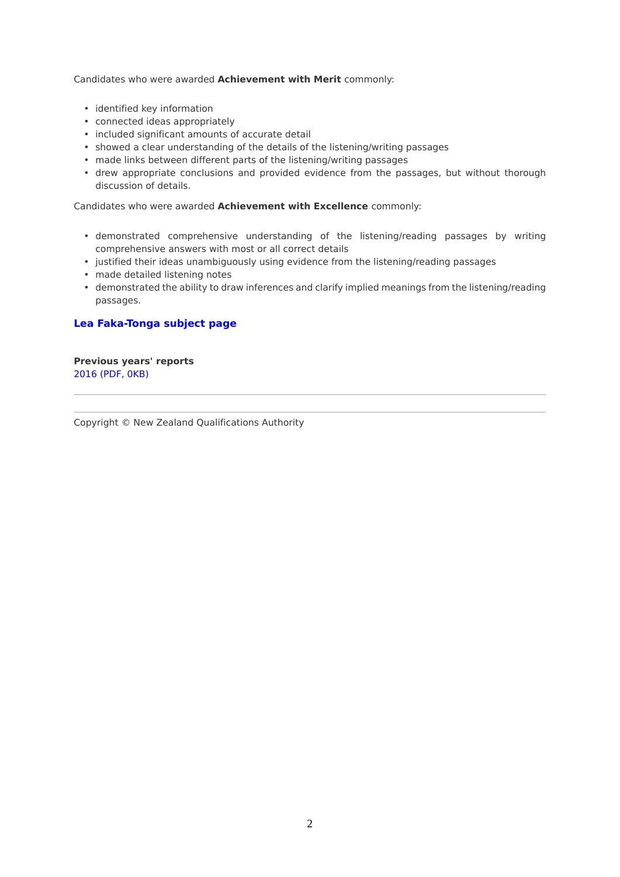Candidates who were awarded **Achievement with Merit** commonly:

- identified key information
- connected ideas appropriately
- included significant amounts of accurate detail
- showed a clear understanding of the details of the listening/writing passages
- made links between different parts of the listening/writing passages
- drew appropriate conclusions and provided evidence from the passages, but without thorough discussion of details.

Candidates who were awarded **Achievement with Excellence** commonly:

- demonstrated comprehensive understanding of the listening/reading passages by writing comprehensive answers with most or all correct details
- justified their ideas unambiguously using evidence from the listening/reading passages
- made detailed listening notes
- demonstrated the ability to draw inferences and clarify implied meanings from the listening/reading passages.

**Lea Faka-Tonga subject page**

**Previous years' reports**
2016 (PDF, 0KB)

---

Copyright © New Zealand Qualifications Authority